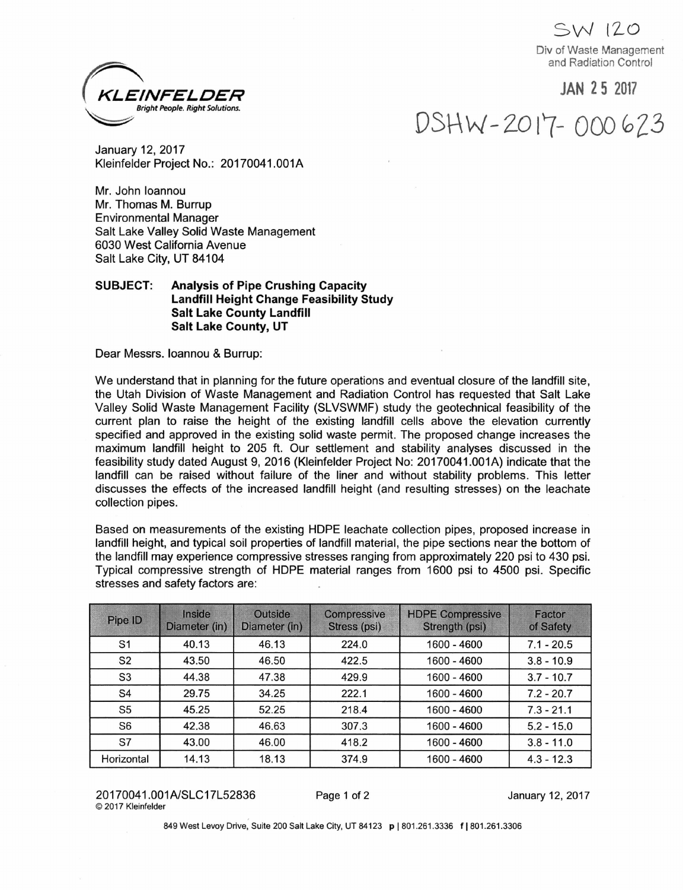SW 120

Div of Waste Management and Radiation Control

JAN 25 2017

DSHW-2017-000623

**KLEINFELDER**
*Bright People. Right Solutions.*

January 12, 2017
Kleinfelder Project No.: 20170041.001A

Mr. John Ioannou
Mr. Thomas M. Burrup
Environmental Manager
Salt Lake Valley Solid Waste Management
6030 West California Avenue
Salt Lake City, UT 84104

**SUBJECT: Analysis of Pipe Crushing Capacity**
**Landfill Height Change Feasibility Study**
**Salt Lake County Landfill**
**Salt Lake County, UT**

Dear Messrs. Ioannou & Burrup:

We understand that in planning for the future operations and eventual closure of the landfill site, the Utah Division of Waste Management and Radiation Control has requested that Salt Lake Valley Solid Waste Management Facility (SLVSWMF) study the geotechnical feasibility of the current plan to raise the height of the existing landfill cells above the elevation currently specified and approved in the existing solid waste permit. The proposed change increases the maximum landfill height to 205 ft. Our settlement and stability analyses discussed in the feasibility study dated August 9, 2016 (Kleinfelder Project No: 20170041.001A) indicate that the landfill can be raised without failure of the liner and without stability problems. This letter discusses the effects of the increased landfill height (and resulting stresses) on the leachate collection pipes.

Based on measurements of the existing HDPE leachate collection pipes, proposed increase in landfill height, and typical soil properties of landfill material, the pipe sections near the bottom of the landfill may experience compressive stresses ranging from approximately 220 psi to 430 psi. Typical compressive strength of HDPE material ranges from 1600 psi to 4500 psi. Specific stresses and safety factors are:

| Pipe ID | Inside Diameter (in) | Outside Diameter (in) | Compressive Stress (psi) | HDPE Compressive Strength (psi) | Factor of Safety |
|---|---|---|---|---|---|
| S1 | 40.13 | 46.13 | 224.0 | 1600 - 4600 | 7.1 - 20.5 |
| S2 | 43.50 | 46.50 | 422.5 | 1600 - 4600 | 3.8 - 10.9 |
| S3 | 44.38 | 47.38 | 429.9 | 1600 - 4600 | 3.7 - 10.7 |
| S4 | 29.75 | 34.25 | 222.1 | 1600 - 4600 | 7.2 - 20.7 |
| S5 | 45.25 | 52.25 | 218.4 | 1600 - 4600 | 7.3 - 21.1 |
| S6 | 42.38 | 46.63 | 307.3 | 1600 - 4600 | 5.2 - 15.0 |
| S7 | 43.00 | 46.00 | 418.2 | 1600 - 4600 | 3.8 - 11.0 |
| Horizontal | 14.13 | 18.13 | 374.9 | 1600 - 4600 | 4.3 - 12.3 |

20170041.001A/SLC17L52836
© 2017 Kleinfelder

849 West Levoy Drive, Suite 200 Salt Lake City, UT 84123 p | 801.261.3336 f | 801.261.3306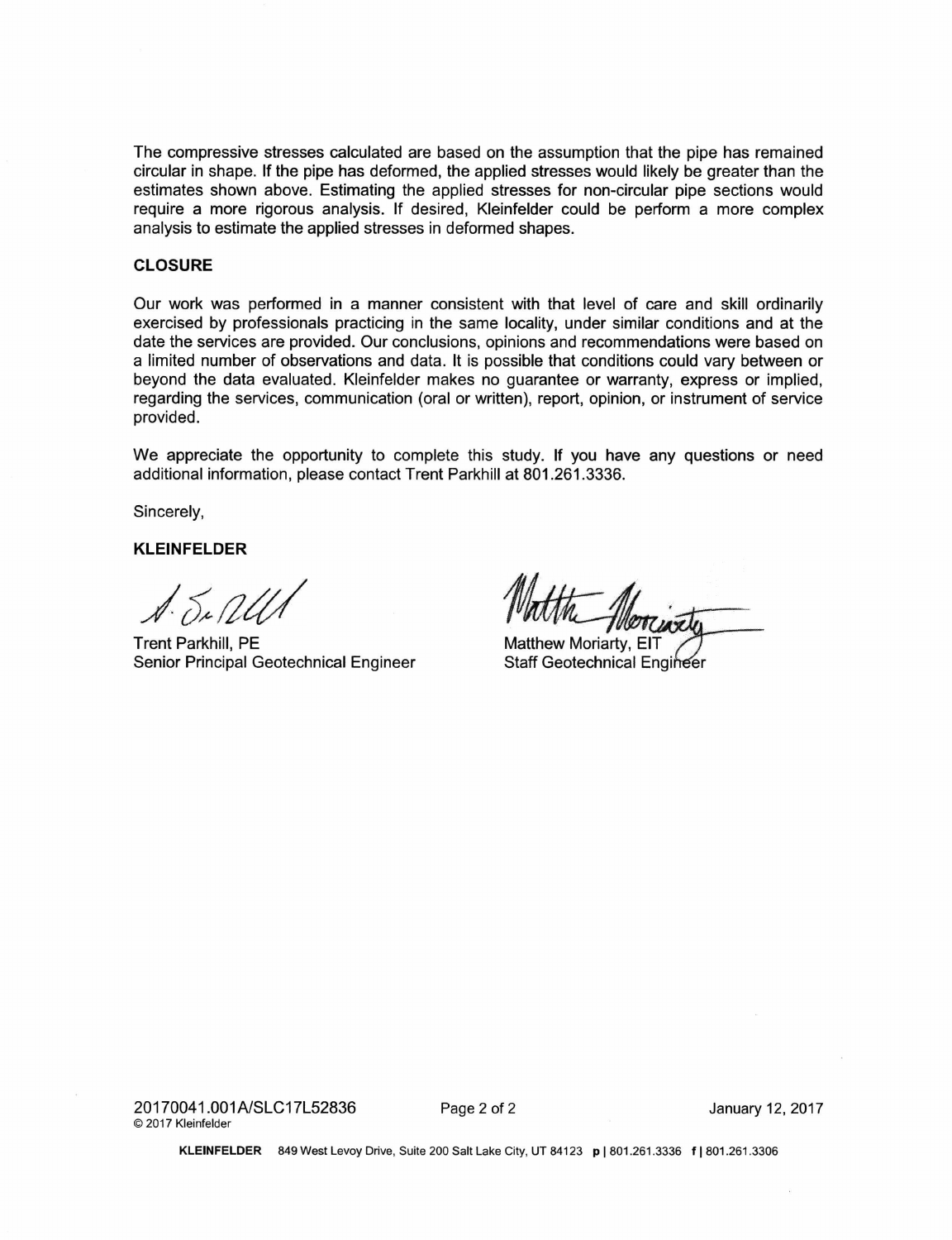The compressive stresses calculated are based on the assumption that the pipe has remained circular in shape. If the pipe has deformed, the applied stresses would likely be greater than the estimates shown above. Estimating the applied stresses for non-circular pipe sections would require a more rigorous analysis. If desired, Kleinfelder could be perform a more complex analysis to estimate the applied stresses in deformed shapes.

## CLOSURE

Our work was performed in a manner consistent with that level of care and skill ordinarily exercised by professionals practicing in the same locality, under similar conditions and at the date the services are provided. Our conclusions, opinions and recommendations were based on a limited number of observations and data. It is possible that conditions could vary between or beyond the data evaluated. Kleinfelder makes no guarantee or warranty, express or implied, regarding the services, communication (oral or written), report, opinion, or instrument of service provided.

We appreciate the opportunity to complete this study. If you have any questions or need additional information, please contact Trent Parkhill at 801.261.3336.

Sincerely,

**KLEINFELDER**

Trent Parkhill, PE
Senior Principal Geotechnical Engineer

Matthew Moriarty, EIT
Staff Geotechnical Engineer

20170041.001A/SLC17L52836
© 2017 Kleinfelder

January 12, 2017

**KLEINFELDER** 849 West Levoy Drive, Suite 200 Salt Lake City, UT 84123 **p** | 801.261.3336 **f** | 801.261.3306